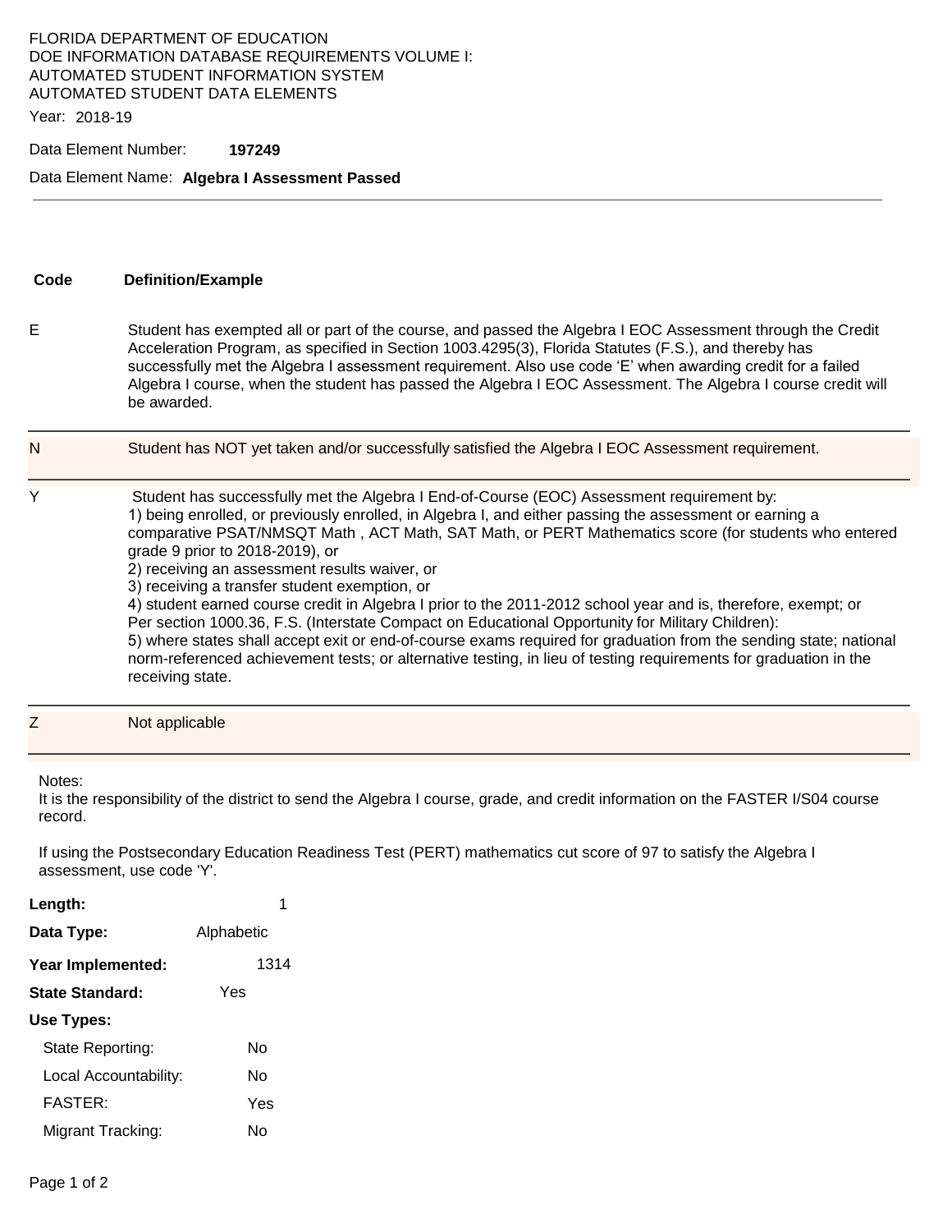FLORIDA DEPARTMENT OF EDUCATION
DOE INFORMATION DATABASE REQUIREMENTS VOLUME I:
AUTOMATED STUDENT INFORMATION SYSTEM
AUTOMATED STUDENT DATA ELEMENTS

Year: 2018-19

Data Element Number: **197249**

Data Element Name: **Algebra I Assessment Passed**

| Code | Definition/Example |
|---|---|
| E | Student has exempted all or part of the course, and passed the Algebra I EOC Assessment through the Credit Acceleration Program, as specified in Section 1003.4295(3), Florida Statutes (F.S.), and thereby has successfully met the Algebra I assessment requirement. Also use code ‘E’ when awarding credit for a failed Algebra I course, when the student has passed the Algebra I EOC Assessment. The Algebra I course credit will be awarded. |
| N | Student has NOT yet taken and/or successfully satisfied the Algebra I EOC Assessment requirement. |
| Y | Student has successfully met the Algebra I End-of-Course (EOC) Assessment requirement by:<br>1) being enrolled, or previously enrolled, in Algebra I, and either passing the assessment or earning a comparative PSAT/NMSQT Math , ACT Math, SAT Math, or PERT Mathematics score (for students who entered grade 9 prior to 2018-2019), or<br>2) receiving an assessment results waiver, or<br>3) receiving a transfer student exemption, or<br>4) student earned course credit in Algebra I prior to the 2011-2012 school year and is, therefore, exempt; or<br>Per section 1000.36, F.S. (Interstate Compact on Educational Opportunity for Military Children):<br>5) where states shall accept exit or end-of-course exams required for graduation from the sending state; national norm-referenced achievement tests; or alternative testing, in lieu of testing requirements for graduation in the receiving state. |
| Z | Not applicable |

Notes:
It is the responsibility of the district to send the Algebra I course, grade, and credit information on the FASTER I/S04 course record.

If using the Postsecondary Education Readiness Test (PERT) mathematics cut score of 97 to satisfy the Algebra I assessment, use code 'Y'.

**Length:** 1

**Data Type:** Alphabetic

**Year Implemented:** 1314

**State Standard:** Yes

**Use Types:**

State Reporting: No

Local Accountability: No

FASTER: Yes

Migrant Tracking: No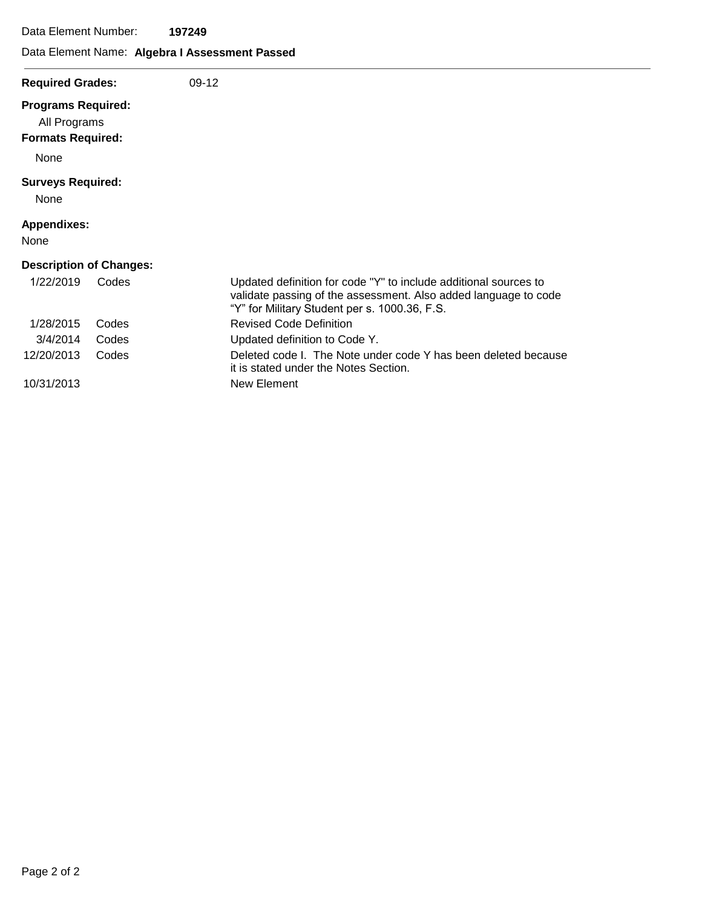Data Element Number: **197249**

Data Element Name: **Algebra I Assessment Passed**

---

**Required Grades:** 09-12

**Programs Required:**

All Programs

**Formats Required:**

None

**Surveys Required:**

None

**Appendixes:**

None

**Description of Changes:**

| | | |
|---|---|---|
| 1/22/2019 | Codes | Updated definition for code "Y" to include additional sources to validate passing of the assessment. Also added language to code "Y" for Military Student per s. 1000.36, F.S. |
| 1/28/2015 | Codes | Revised Code Definition |
| 3/4/2014 | Codes | Updated definition to Code Y. |
| 12/20/2013 | Codes | Deleted code I. The Note under code Y has been deleted because it is stated under the Notes Section. |
| 10/31/2013 | | New Element |